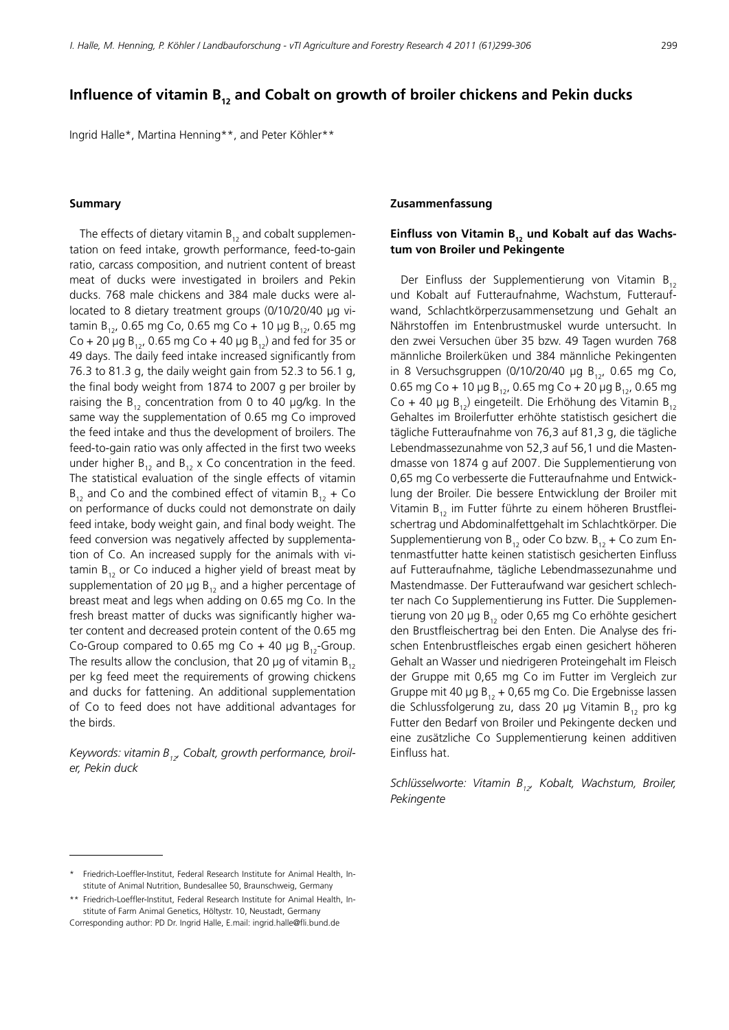# Influence of vitamin $B_{12}$ and Cobalt on growth of broiler chickens and Pekin ducks

Ingrid Halle*, Martina Henning**, and Peter Köhler**

## Summary

The effects of dietary vitamin $B_{12}$ and cobalt supplementation on feed intake, growth performance, feed-to-gain ratio, carcass composition, and nutrient content of breast meat of ducks were investigated in broilers and Pekin ducks. 768 male chickens and 384 male ducks were allocated to 8 dietary treatment groups (0/10/20/40 µg vitamin $B_{12}$, 0.65 mg Co, 0.65 mg Co + 10 µg $B_{12}$, 0.65 mg Co + 20 µg $B_{12}$, 0.65 mg Co + 40 µg $B_{12}$) and fed for 35 or 49 days. The daily feed intake increased significantly from 76.3 to 81.3 g, the daily weight gain from 52.3 to 56.1 g, the final body weight from 1874 to 2007 g per broiler by raising the $B_{12}$ concentration from 0 to 40 µg/kg. In the same way the supplementation of 0.65 mg Co improved the feed intake and thus the development of broilers. The feed-to-gain ratio was only affected in the first two weeks under higher $B_{12}$ and $B_{12}$ x Co concentration in the feed. The statistical evaluation of the single effects of vitamin $B_{12}$ and Co and the combined effect of vitamin $B_{12}$ + Co on performance of ducks could not demonstrate on daily feed intake, body weight gain, and final body weight. The feed conversion was negatively affected by supplementation of Co. An increased supply for the animals with vitamin $B_{12}$ or Co induced a higher yield of breast meat by supplementation of 20 µg $B_{12}$ and a higher percentage of breast meat and legs when adding on 0.65 mg Co. In the fresh breast matter of ducks was significantly higher water content and decreased protein content of the 0.65 mg Co-Group compared to 0.65 mg Co + 40 µg $B_{12}$-Group. The results allow the conclusion, that 20 µg of vitamin $B_{12}$ per kg feed meet the requirements of growing chickens and ducks for fattening. An additional supplementation of Co to feed does not have additional advantages for the birds.

*Keywords: vitamin $B_{12}$, Cobalt, growth performance, broiler, Pekin duck*

## Zusammenfassung

### Einfluss von Vitamin $B_{12}$ und Kobalt auf das Wachstum von Broiler und Pekingente

Der Einfluss der Supplementierung von Vitamin $B_{12}$ und Kobalt auf Futteraufnahme, Wachstum, Futteraufwand, Schlachtkörperzusammensetzung und Gehalt an Nährstoffen im Entenbrustmuskel wurde untersucht. In den zwei Versuchen über 35 bzw. 49 Tagen wurden 768 männliche Broilerküken und 384 männliche Pekingenten in 8 Versuchsgruppen (0/10/20/40 µg $B_{12}$, 0.65 mg Co, 0.65 mg Co + 10 µg $B_{12}$, 0.65 mg Co + 20 µg $B_{12}$, 0.65 mg Co + 40 µg $B_{12}$) eingeteilt. Die Erhöhung des Vitamin $B_{12}$ Gehaltes im Broilerfutter erhöhte statistisch gesichert die tägliche Futteraufnahme von 76,3 auf 81,3 g, die tägliche Lebendmassezunahme von 52,3 auf 56,1 und die Mastendmasse von 1874 g auf 2007. Die Supplementierung von 0,65 mg Co verbesserte die Futteraufnahme und Entwicklung der Broiler. Die bessere Entwicklung der Broiler mit Vitamin $B_{12}$ im Futter führte zu einem höheren Brustfleischertrag und Abdominalfettgehalt im Schlachtkörper. Die Supplementierung von $B_{12}$ oder Co bzw. $B_{12}$ + Co zum Entenmastfutter hatte keinen statistisch gesicherten Einfluss auf Futteraufnahme, tägliche Lebendmassezunahme und Mastendmasse. Der Futteraufwand war gesichert schlechter nach Co Supplementierung ins Futter. Die Supplementierung von 20 µg $B_{12}$ oder 0,65 mg Co erhöhte gesichert den Brustfleischertrag bei den Enten. Die Analyse des frischen Entenbrustfleisches ergab einen gesichert höheren Gehalt an Wasser und niedrigeren Proteingehalt im Fleisch der Gruppe mit 0,65 mg Co im Futter im Vergleich zur Gruppe mit 40 µg $B_{12}$ + 0,65 mg Co. Die Ergebnisse lassen die Schlussfolgerung zu, dass 20 µg Vitamin $B_{12}$ pro kg Futter den Bedarf von Broiler und Pekingente decken und eine zusätzliche Co Supplementierung keinen additiven Einfluss hat.

*Schlüsselworte: Vitamin $B_{12}$, Kobalt, Wachstum, Broiler, Pekingente*

---

\* Friedrich-Loeffler-Institut, Federal Research Institute for Animal Health, Institute of Animal Nutrition, Bundesallee 50, Braunschweig, Germany

\*\* Friedrich-Loeffler-Institut, Federal Research Institute for Animal Health, Institute of Farm Animal Genetics, Höltystr. 10, Neustadt, Germany

Corresponding author: PD Dr. Ingrid Halle, E.mail: ingrid.halle@fli.bund.de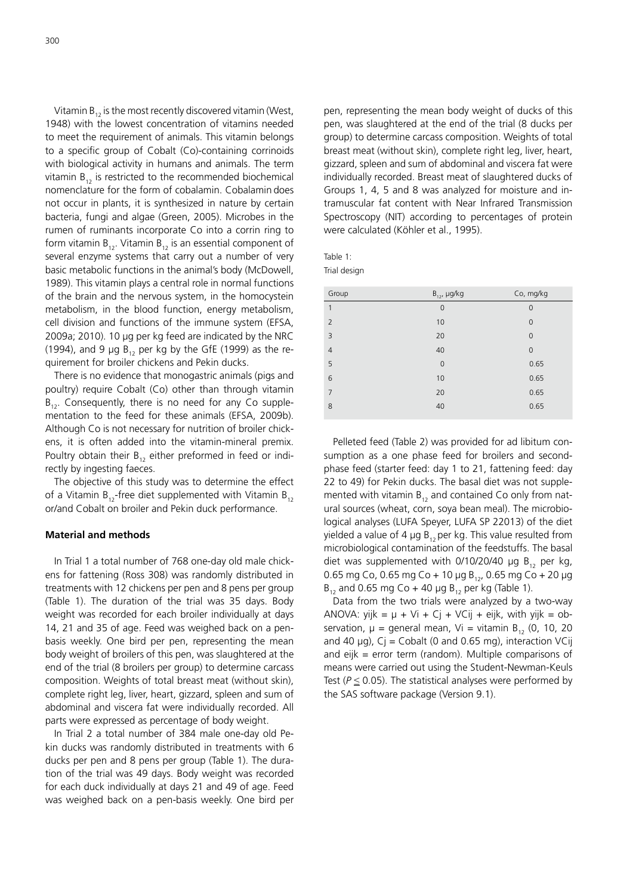Vitamin $B_{12}$ is the most recently discovered vitamin (West, 1948) with the lowest concentration of vitamins needed to meet the requirement of animals. This vitamin belongs to a specific group of Cobalt (Co)-containing corrinoids with biological activity in humans and animals. The term vitamin $B_{12}$ is restricted to the recommended biochemical nomenclature for the form of cobalamin. Cobalamin does not occur in plants, it is synthesized in nature by certain bacteria, fungi and algae (Green, 2005). Microbes in the rumen of ruminants incorporate Co into a corrin ring to form vitamin $B_{12}$. Vitamin $B_{12}$ is an essential component of several enzyme systems that carry out a number of very basic metabolic functions in the animal's body (McDowell, 1989). This vitamin plays a central role in normal functions of the brain and the nervous system, in the homocystein metabolism, in the blood function, energy metabolism, cell division and functions of the immune system (EFSA, 2009a; 2010). 10 µg per kg feed are indicated by the NRC (1994), and 9 µg $B_{12}$ per kg by the GfE (1999) as the requirement for broiler chickens and Pekin ducks.

There is no evidence that monogastric animals (pigs and poultry) require Cobalt (Co) other than through vitamin $B_{12}$. Consequently, there is no need for any Co supplementation to the feed for these animals (EFSA, 2009b). Although Co is not necessary for nutrition of broiler chickens, it is often added into the vitamin-mineral premix. Poultry obtain their $B_{12}$ either preformed in feed or indirectly by ingesting faeces.

The objective of this study was to determine the effect of a Vitamin $B_{12}$-free diet supplemented with Vitamin $B_{12}$ or/and Cobalt on broiler and Pekin duck performance.

## Material and methods

In Trial 1 a total number of 768 one-day old male chickens for fattening (Ross 308) was randomly distributed in treatments with 12 chickens per pen and 8 pens per group (Table 1). The duration of the trial was 35 days. Body weight was recorded for each broiler individually at days 14, 21 and 35 of age. Feed was weighed back on a pen-basis weekly. One bird per pen, representing the mean body weight of broilers of this pen, was slaughtered at the end of the trial (8 broilers per group) to determine carcass composition. Weights of total breast meat (without skin), complete right leg, liver, heart, gizzard, spleen and sum of abdominal and viscera fat were individually recorded. All parts were expressed as percentage of body weight.

In Trial 2 a total number of 384 male one-day old Pekin ducks was randomly distributed in treatments with 6 ducks per pen and 8 pens per group (Table 1). The duration of the trial was 49 days. Body weight was recorded for each duck individually at days 21 and 49 of age. Feed was weighed back on a pen-basis weekly. One bird per pen, representing the mean body weight of ducks of this pen, was slaughtered at the end of the trial (8 ducks per group) to determine carcass composition. Weights of total breast meat (without skin), complete right leg, liver, heart, gizzard, spleen and sum of abdominal and viscera fat were individually recorded. Breast meat of slaughtered ducks of Groups 1, 4, 5 and 8 was analyzed for moisture and intramuscular fat content with Near Infrared Transmission Spectroscopy (NIT) according to percentages of protein were calculated (Köhler et al., 1995).

Table 1:
Trial design

| Group | $B_{12}$, µg/kg | Co, mg/kg |
|---|---|---|
| 1 | 0 | 0 |
| 2 | 10 | 0 |
| 3 | 20 | 0 |
| 4 | 40 | 0 |
| 5 | 0 | 0.65 |
| 6 | 10 | 0.65 |
| 7 | 20 | 0.65 |
| 8 | 40 | 0.65 |

Pelleted feed (Table 2) was provided for ad libitum consumption as a one phase feed for broilers and second-phase feed (starter feed: day 1 to 21, fattening feed: day 22 to 49) for Pekin ducks. The basal diet was not supplemented with vitamin $B_{12}$ and contained Co only from natural sources (wheat, corn, soya bean meal). The microbiological analyses (LUFA Speyer, LUFA SP 22013) of the diet yielded a value of 4 µg $B_{12}$ per kg. This value resulted from microbiological contamination of the feedstuffs. The basal diet was supplemented with 0/10/20/40 µg $B_{12}$ per kg, 0.65 mg Co, 0.65 mg Co + 10 µg $B_{12}$, 0.65 mg Co + 20 µg $B_{12}$ and 0.65 mg Co + 40 µg $B_{12}$ per kg (Table 1).

Data from the two trials were analyzed by a two-way ANOVA: $y_{ijk} = \mu + V_i + C_j + VC_{ij} + e_{ijk}$, with $y_{ijk}$ = observation, $\mu$ = general mean, $V_i$ = vitamin $B_{12}$ (0, 10, 20 and 40 µg), $C_j$ = Cobalt (0 and 0.65 mg), interaction $VC_{ij}$ and $e_{ijk}$ = error term (random). Multiple comparisons of means were carried out using the Student-Newman-Keuls Test ($P \leq 0.05$). The statistical analyses were performed by the SAS software package (Version 9.1).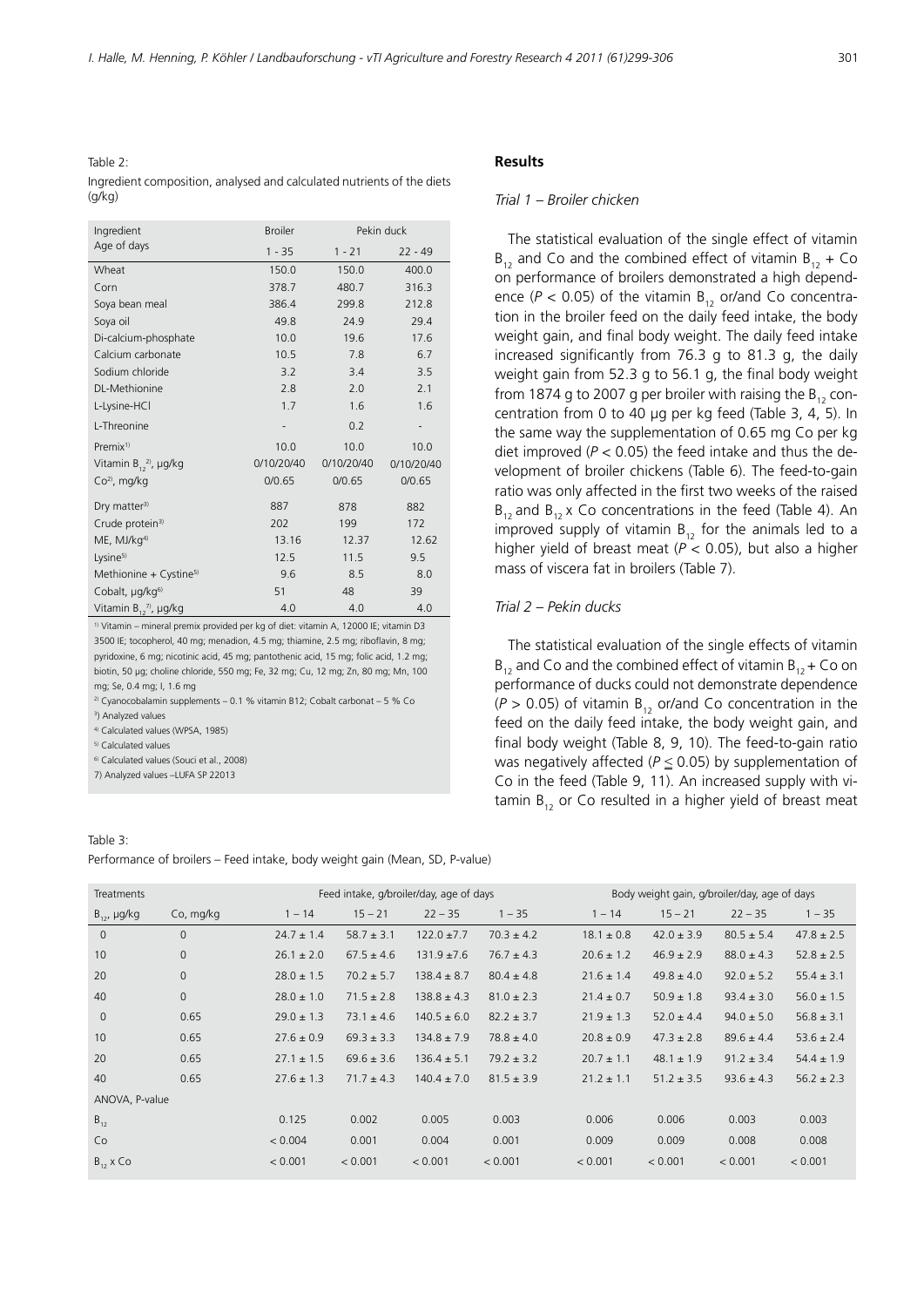Table 2:
Ingredient composition, analysed and calculated nutrients of the diets (g/kg)

| Ingredient | Broiler | Pekin duck | |
|---|---|---|---|
| Age of days | 1 - 35 | 1 - 21 | 22 - 49 |
| Wheat | 150.0 | 150.0 | 400.0 |
| Corn | 378.7 | 480.7 | 316.3 |
| Soya bean meal | 386.4 | 299.8 | 212.8 |
| Soya oil | 49.8 | 24.9 | 29.4 |
| Di-calcium-phosphate | 10.0 | 19.6 | 17.6 |
| Calcium carbonate | 10.5 | 7.8 | 6.7 |
| Sodium chloride | 3.2 | 3.4 | 3.5 |
| DL-Methionine | 2.8 | 2.0 | 2.1 |
| L-Lysine-HCl | 1.7 | 1.6 | 1.6 |
| L-Threonine | - | 0.2 | - |
| Premix[1)] | 10.0 | 10.0 | 10.0 |
| Vitamin $B_{12}$[2)], µg/kg | 0/10/20/40 | 0/10/20/40 | 0/10/20/40 |
| Co[2)], mg/kg | 0/0.65 | 0/0.65 | 0/0.65 |
| Dry matter[3)] | 887 | 878 | 882 |
| Crude protein[3)] | 202 | 199 | 172 |
| ME, MJ/kg[4)] | 13.16 | 12.37 | 12.62 |
| Lysine[5)] | 12.5 | 11.5 | 9.5 |
| Methionine + Cystine[5)] | 9.6 | 8.5 | 8.0 |
| Cobalt, µg/kg[6)] | 51 | 48 | 39 |
| Vitamin $B_{12}$[7)], µg/kg | 4.0 | 4.0 | 4.0 |

[1)] Vitamin – mineral premix provided per kg of diet: vitamin A, 12000 IE; vitamin D3 3500 IE; tocopherol, 40 mg; menadion, 4.5 mg; thiamine, 2.5 mg; riboflavin, 8 mg; pyridoxine, 6 mg; nicotinic acid, 45 mg; pantothenic acid, 15 mg; folic acid, 1.2 mg; biotin, 50 µg; choline chloride, 550 mg; Fe, 32 mg; Cu, 12 mg; Zn, 80 mg; Mn, 100 mg; Se, 0.4 mg; I, 1.6 mg

[2)] Cyanocobalamin supplements – 0.1 % vitamin B12; Cobalt carbonat – 5 % Co

[3)] Analyzed values

[4)] Calculated values (WPSA, 1985)

[5)] Calculated values

[6)] Calculated values (Souci et al., 2008)

7) Analyzed values –LUFA SP 22013

## Results

### *Trial 1 – Broiler chicken*

The statistical evaluation of the single effect of vitamin $B_{12}$ and Co and the combined effect of vitamin $B_{12}$ + Co on performance of broilers demonstrated a high dependence ($P < 0.05$) of the vitamin $B_{12}$ or/and Co concentration in the broiler feed on the daily feed intake, the body weight gain, and final body weight. The daily feed intake increased significantly from 76.3 g to 81.3 g, the daily weight gain from 52.3 g to 56.1 g, the final body weight from 1874 g to 2007 g per broiler with raising the $B_{12}$ concentration from 0 to 40 µg per kg feed (Table 3, 4, 5). In the same way the supplementation of 0.65 mg Co per kg diet improved ($P < 0.05$) the feed intake and thus the development of broiler chickens (Table 6). The feed-to-gain ratio was only affected in the first two weeks of the raised $B_{12}$ and $B_{12}$ x Co concentrations in the feed (Table 4). An improved supply of vitamin $B_{12}$ for the animals led to a higher yield of breast meat ($P < 0.05$), but also a higher mass of viscera fat in broilers (Table 7).

### *Trial 2 – Pekin ducks*

The statistical evaluation of the single effects of vitamin $B_{12}$ and Co and the combined effect of vitamin $B_{12}$ + Co on performance of ducks could not demonstrate dependence ($P > 0.05$) of vitamin $B_{12}$ or/and Co concentration in the feed on the daily feed intake, the body weight gain, and final body weight affected (Table 8, 9, 10). The feed-to-gain ratio was negatively affected ($P \leq 0.05$) by supplementation of Co in the feed (Table 9, 11). An increased supply with vitamin $B_{12}$ or Co resulted in a higher yield of breast meat

Table 3:
Performance of broilers – Feed intake, body weight gain (Mean, SD, P-value)

| Treatments | | Feed intake, g/broiler/day, age of days | | | | Body weight gain, g/broiler/day, age of days | | | |
|---|---|---|---|---|---|---|---|---|---|
| $B_{12}$, µg/kg | Co, mg/kg | 1 – 14 | 15 – 21 | 22 – 35 | 1 – 35 | 1 – 14 | 15 – 21 | 22 – 35 | 1 – 35 |
| 0 | 0 | 24.7 ± 1.4 | 58.7 ± 3.1 | 122.0 ±7.7 | 70.3 ± 4.2 | 18.1 ± 0.8 | 42.0 ± 3.9 | 80.5 ± 5.4 | 47.8 ± 2.5 |
| 10 | 0 | 26.1 ± 2.0 | 67.5 ± 4.6 | 131.9 ±7.6 | 76.7 ± 4.3 | 20.6 ± 1.2 | 46.9 ± 2.9 | 88.0 ± 4.3 | 52.8 ± 2.5 |
| 20 | 0 | 28.0 ± 1.5 | 70.2 ± 5.7 | 138.4 ± 8.7 | 80.4 ± 4.8 | 21.6 ± 1.4 | 49.8 ± 4.0 | 92.0 ± 5.2 | 55.4 ± 3.1 |
| 40 | 0 | 28.0 ± 1.0 | 71.5 ± 2.8 | 138.8 ± 4.3 | 81.0 ± 2.3 | 21.4 ± 0.7 | 50.9 ± 1.8 | 93.4 ± 3.0 | 56.0 ± 1.5 |
| 0 | 0.65 | 29.0 ± 1.3 | 73.1 ± 4.6 | 140.5 ± 6.0 | 82.2 ± 3.7 | 21.9 ± 1.3 | 52.0 ± 4.4 | 94.0 ± 5.0 | 56.8 ± 3.1 |
| 10 | 0.65 | 27.6 ± 0.9 | 69.3 ± 3.3 | 134.8 ± 7.9 | 78.8 ± 4.0 | 20.8 ± 0.9 | 47.3 ± 2.8 | 89.6 ± 4.4 | 53.6 ± 2.4 |
| 20 | 0.65 | 27.1 ± 1.5 | 69.6 ± 3.6 | 136.4 ± 5.1 | 79.2 ± 3.2 | 20.7 ± 1.1 | 48.1 ± 1.9 | 91.2 ± 3.4 | 54.4 ± 1.9 |
| 40 | 0.65 | 27.6 ± 1.3 | 71.7 ± 4.3 | 140.4 ± 7.0 | 81.5 ± 3.9 | 21.2 ± 1.1 | 51.2 ± 3.5 | 93.6 ± 4.3 | 56.2 ± 2.3 |
| ANOVA, P-value | | | | | | | | | |
| $B_{12}$ | | 0.125 | 0.002 | 0.005 | 0.003 | 0.006 | 0.006 | 0.003 | 0.003 |
| Co | | < 0.004 | 0.001 | 0.004 | 0.001 | 0.009 | 0.009 | 0.008 | 0.008 |
| $B_{12}$ x Co | | < 0.001 | < 0.001 | < 0.001 | < 0.001 | < 0.001 | < 0.001 | < 0.001 | < 0.001 |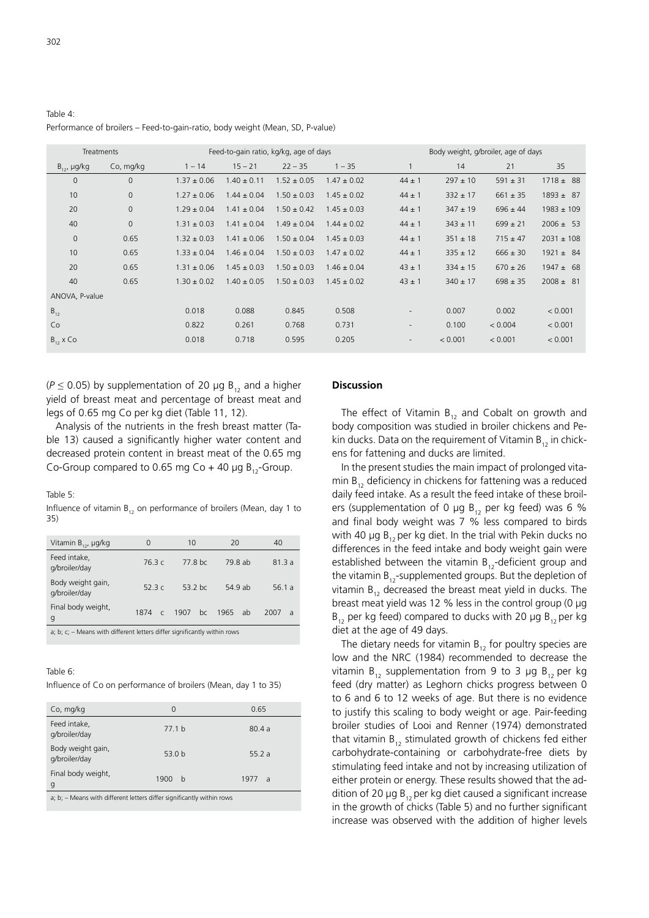Table 4:
Performance of broilers – Feed-to-gain-ratio, body weight (Mean, SD, P-value)

| Treatments | | Feed-to-gain ratio, kg/kg, age of days | | | | Body weight, g/broiler, age of days | | | |
|---|---|---|---|---|---|---|---|---|---|
| $B_{12}$, µg/kg | Co, mg/kg | 1 – 14 | 15 – 21 | 22 – 35 | 1 – 35 | 1 | 14 | 21 | 35 |
| 0 | 0 | 1.37 ± 0.06 | 1.40 ± 0.11 | 1.52 ± 0.05 | 1.47 ± 0.02 | 44 ± 1 | 297 ± 10 | 591 ± 31 | 1718 ± 88 |
| 10 | 0 | 1.27 ± 0.06 | 1.44 ± 0.04 | 1.50 ± 0.03 | 1.45 ± 0.02 | 44 ± 1 | 332 ± 17 | 661 ± 35 | 1893 ± 87 |
| 20 | 0 | 1.29 ± 0.04 | 1.41 ± 0.04 | 1.50 ± 0.42 | 1.45 ± 0.03 | 44 ± 1 | 347 ± 19 | 696 ± 44 | 1983 ± 109 |
| 40 | 0 | 1.31 ± 0.03 | 1.41 ± 0.04 | 1.49 ± 0.04 | 1.44 ± 0.02 | 44 ± 1 | 343 ± 11 | 699 ± 21 | 2006 ± 53 |
| 0 | 0.65 | 1.32 ± 0.03 | 1.41 ± 0.06 | 1.50 ± 0.04 | 1.45 ± 0.03 | 44 ± 1 | 351 ± 18 | 715 ± 47 | 2031 ± 108 |
| 10 | 0.65 | 1.33 ± 0.04 | 1.46 ± 0.04 | 1.50 ± 0.03 | 1.47 ± 0.02 | 44 ± 1 | 335 ± 12 | 666 ± 30 | 1921 ± 84 |
| 20 | 0.65 | 1.31 ± 0.06 | 1.45 ± 0.03 | 1.50 ± 0.03 | 1.46 ± 0.04 | 43 ± 1 | 334 ± 15 | 670 ± 26 | 1947 ± 68 |
| 40 | 0.65 | 1.30 ± 0.02 | 1.40 ± 0.05 | 1.50 ± 0.03 | 1.45 ± 0.02 | 43 ± 1 | 340 ± 17 | 698 ± 35 | 2008 ± 81 |
| ANOVA, P-value | | | | | | | | | |
| $B_{12}$ | | 0.018 | 0.088 | 0.845 | 0.508 | - | 0.007 | 0.002 | < 0.001 |
| Co | | 0.822 | 0.261 | 0.768 | 0.731 | - | 0.100 | < 0.004 | < 0.001 |
| $B_{12}$ x Co | | 0.018 | 0.718 | 0.595 | 0.205 | - | < 0.001 | < 0.001 | < 0.001 |

($P \leq 0.05$) by supplementation of 20 µg $B_{12}$ and a higher yield of breast meat and percentage of breast meat and legs of 0.65 mg Co per kg diet (Table 11, 12).

Analysis of the nutrients in the fresh breast matter (Table 13) caused a significantly higher water content and decreased protein content in breast meat of the 0.65 mg Co-Group compared to 0.65 mg Co + 40 µg $B_{12}$-Group.

Table 5:
Influence of vitamin $B_{12}$ on performance of broilers (Mean, day 1 to 35)

| Vitamin $B_{12}$, µg/kg | 0 | 10 | 20 | 40 |
|---|---|---|---|---|
| Feed intake, g/broiler/day | 76.3 c | 77.8 bc | 79.8 ab | 81.3 a |
| Body weight gain, g/broiler/day | 52.3 c | 53.2 bc | 54.9 ab | 56.1 a |
| Final body weight, g | 1874 c | 1907 bc | 1965 ab | 2007 a |

a; b; c; – Means with different letters differ significantly within rows

Table 6:
Influence of Co on performance of broilers (Mean, day 1 to 35)

| Co, mg/kg | 0 | 0.65 |
|---|---|---|
| Feed intake, g/broiler/day | 77.1 b | 80.4 a |
| Body weight gain, g/broiler/day | 53.0 b | 55.2 a |
| Final body weight, g | 1900 b | 1977 a |

a; b; – Means with different letters differ significantly within rows

## Discussion

The effect of Vitamin $B_{12}$ and Cobalt on growth and body composition was studied in broiler chickens and Pekin ducks. Data on the requirement of Vitamin $B_{12}$ in chickens for fattening and ducks are limited.

In the present studies the main impact of prolonged vitamin $B_{12}$ deficiency in chickens for fattening was a reduced daily feed intake. As a result the feed intake of these broilers (supplementation of 0 µg $B_{12}$ per kg feed) was 6 % and final body weight was 7 % less compared to birds with 40 µg $B_{12}$ per kg diet. In the trial with Pekin ducks no differences in the feed intake and body weight gain were established between the vitamin $B_{12}$-deficient group and the vitamin $B_{12}$-supplemented groups. But the depletion of vitamin $B_{12}$ decreased the breast meat yield in ducks. The breast meat yield was 12 % less in the control group (0 µg $B_{12}$ per kg feed) compared to ducks with 20 µg $B_{12}$ per kg diet at the age of 49 days.

The dietary needs for vitamin $B_{12}$ for poultry species are low and the NRC (1984) recommended to decrease the vitamin $B_{12}$ supplementation from 9 to 3 µg $B_{12}$ per kg feed (dry matter) as Leghorn chicks progress between 0 to 6 and 6 to 12 weeks of age. But there is no evidence to justify this scaling to body weight or age. Pair-feeding broiler studies of Looi and Renner (1974) demonstrated that vitamin $B_{12}$ stimulated growth of chickens fed either carbohydrate-containing or carbohydrate-free diets by stimulating feed intake and not by increasing utilization of either protein or energy. These results showed that the addition of 20 µg $B_{12}$ per kg diet caused a significant increase in the growth of chicks (Table 5) and no further significant increase was observed with the addition of higher levels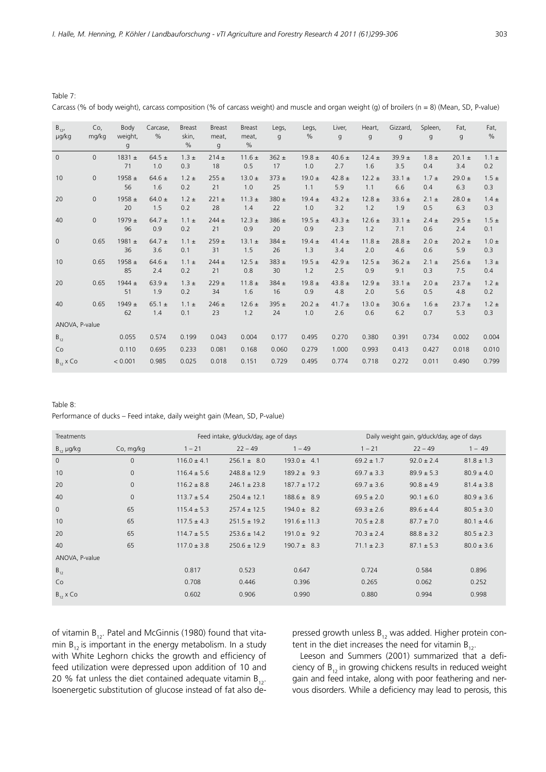Table 7:

Carcass (% of body weight), carcass composition (% of carcass weight) and muscle and organ weight (g) of broilers (n = 8) (Mean, SD, P-value)

| $B_{12}$, µg/kg | Co, mg/kg | Body weight, g | Carcase, % | Breast skin, % | Breast meat, g | Breast meat, % | Legs, g | Legs, % | Liver, g | Heart, g | Gizzard, g | Spleen, g | Fat, g | Fat, % |
|---|---|---|---|---|---|---|---|---|---|---|---|---|---|---|
| 0 | 0 | 1831 ± 71 | 64.5 ± 1.0 | 1.3 ± 0.3 | 214 ± 18 | 11.6 ± 0.5 | 362 ± 17 | 19.8 ± 1.0 | 40.6 ± 2.7 | 12.4 ± 1.6 | 39.9 ± 3.5 | 1.8 ± 0.4 | 20.1 ± 3.4 | 1.1 ± 0.2 |
| 10 | 0 | 1958 ± 56 | 64.6 ± 1.6 | 1.2 ± 0.2 | 255 ± 21 | 13.0 ± 1.0 | 373 ± 25 | 19.0 ± 1.1 | 42.8 ± 5.9 | 12.2 ± 1.1 | 33.1 ± 6.6 | 1.7 ± 0.4 | 29.0 ± 6.3 | 1.5 ± 0.3 |
| 20 | 0 | 1958 ± 20 | 64.0 ± 1.5 | 1.2 ± 0.2 | 221 ± 28 | 11.3 ± 1.4 | 380 ± 22 | 19.4 ± 1.0 | 43.2 ± 3.2 | 12.8 ± 1.2 | 33.6 ± 1.9 | 2.1 ± 0.5 | 28.0 ± 6.3 | 1.4 ± 0.3 |
| 40 | 0 | 1979 ± 96 | 64.7 ± 0.9 | 1.1 ± 0.2 | 244 ± 21 | 12.3 ± 0.9 | 386 ± 20 | 19.5 ± 0.9 | 43.3 ± 2.3 | 12.6 ± 1.2 | 33.1 ± 7.1 | 2.4 ± 0.6 | 29.5 ± 2.4 | 1.5 ± 0.1 |
| 0 | 0.65 | 1981 ± 36 | 64.7 ± 3.6 | 1.1 ± 0.1 | 259 ± 31 | 13.1 ± 1.5 | 384 ± 26 | 19.4 ± 1.3 | 41.4 ± 3.4 | 11.8 ± 2.0 | 28.8 ± 4.6 | 2.0 ± 0.6 | 20.2 ± 5.9 | 1.0 ± 0.3 |
| 10 | 0.65 | 1958 ± 85 | 64.6 ± 2.4 | 1.1 ± 0.2 | 244 ± 21 | 12.5 ± 0.8 | 383 ± 30 | 19.5 ± 1.2 | 42.9 ± 2.5 | 12.5 ± 0.9 | 36.2 ± 9.1 | 2.1 ± 0.3 | 25.6 ± 7.5 | 1.3 ± 0.4 |
| 20 | 0.65 | 1944 ± 51 | 63.9 ± 1.9 | 1.3 ± 0.2 | 229 ± 34 | 11.8 ± 1.6 | 384 ± 16 | 19.8 ± 0.9 | 43.8 ± 4.8 | 12.9 ± 2.0 | 33.1 ± 5.6 | 2.0 ± 0.5 | 23.7 ± 4.8 | 1.2 ± 0.2 |
| 40 | 0.65 | 1949 ± 62 | 65.1 ± 1.4 | 1.1 ± 0.1 | 246 ± 23 | 12.6 ± 1.2 | 395 ± 24 | 20.2 ± 1.0 | 41.7 ± 2.6 | 13.0 ± 0.6 | 30.6 ± 6.2 | 1.6 ± 0.7 | 23.7 ± 5.3 | 1.2 ± 0.3 |
| ANOVA, P-value | | | | | | | | | | | | | | |
| $B_{12}$ | | 0.055 | 0.574 | 0.199 | 0.043 | 0.004 | 0.177 | 0.495 | 0.270 | 0.380 | 0.391 | 0.734 | 0.002 | 0.004 |
| Co | | 0.110 | 0.695 | 0.233 | 0.081 | 0.168 | 0.060 | 0.279 | 1.000 | 0.993 | 0.413 | 0.427 | 0.018 | 0.010 |
| $B_{12}$ x Co | | < 0.001 | 0.985 | 0.025 | 0.018 | 0.151 | 0.729 | 0.495 | 0.774 | 0.718 | 0.272 | 0.011 | 0.490 | 0.799 |

Table 8:

Performance of ducks – Feed intake, daily weight gain (Mean, SD, P-value)

| Treatments | | Feed intake, g/duck/day, age of days | | | Daily weight gain, g/duck/day, age of days | | |
|---|---|---|---|---|---|---|---|
| $B_{12}$ µg/kg | Co, mg/kg | 1 – 21 | 22 – 49 | 1 – 49 | 1 – 21 | 22 – 49 | 1 – 49 |
| 0 | 0 | 116.0 ± 4.1 | 256.1 ± 8.0 | 193.0 ± 4.1 | 69.2 ± 1.7 | 92.0 ± 2.4 | 81.8 ± 1.3 |
| 10 | 0 | 116.4 ± 5.6 | 248.8 ± 12.9 | 189.2 ± 9.3 | 69.7 ± 3.3 | 89.9 ± 5.3 | 80.9 ± 4.0 |
| 20 | 0 | 116.2 ± 8.8 | 246.1 ± 23.8 | 187.7 ± 17.2 | 69.7 ± 3.6 | 90.8 ± 4.9 | 81.4 ± 3.8 |
| 40 | 0 | 113.7 ± 5.4 | 250.4 ± 12.1 | 188.6 ± 8.9 | 69.5 ± 2.0 | 90.1 ± 6.0 | 80.9 ± 3.6 |
| 0 | 65 | 115.4 ± 5.3 | 257.4 ± 12.5 | 194.0 ± 8.2 | 69.3 ± 2.6 | 89.6 ± 4.4 | 80.5 ± 3.0 |
| 10 | 65 | 117.5 ± 4.3 | 251.5 ± 19.2 | 191.6 ± 11.3 | 70.5 ± 2.8 | 87.7 ± 7.0 | 80.1 ± 4.6 |
| 20 | 65 | 114.7 ± 5.5 | 253.6 ± 14.2 | 191.0 ± 9.2 | 70.3 ± 2.4 | 88.8 ± 3.2 | 80.5 ± 2.3 |
| 40 | 65 | 117.0 ± 3.8 | 250.6 ± 12.9 | 190.7 ± 8.3 | 71.1 ± 2.3 | 87.1 ± 5.3 | 80.0 ± 3.6 |
| ANOVA, P-value | | | | | | | |
| $B_{12}$ | | 0.817 | 0.523 | 0.647 | 0.724 | 0.584 | 0.896 |
| Co | | 0.708 | 0.446 | 0.396 | 0.265 | 0.062 | 0.252 |
| $B_{12}$ x Co | | 0.602 | 0.906 | 0.990 | 0.880 | 0.994 | 0.998 |

of vitamin $B_{12}$. Patel and McGinnis (1980) found that vitamin $B_{12}$ is important in the energy metabolism. In a study with White Leghorn chicks the growth and efficiency of feed utilization were depressed upon addition of 10 and 20 % fat unless the diet contained adequate vitamin $B_{12}$. Isoenergetic substitution of glucose instead of fat also depressed growth unless $B_{12}$ was added. Higher protein content in the diet increases the need for vitamin $B_{12}$.

Leeson and Summers (2001) summarized that a deficiency of $B_{12}$ in growing chickens results in reduced weight gain and feed intake, along with poor feathering and nervous disorders. While a deficiency may lead to perosis, this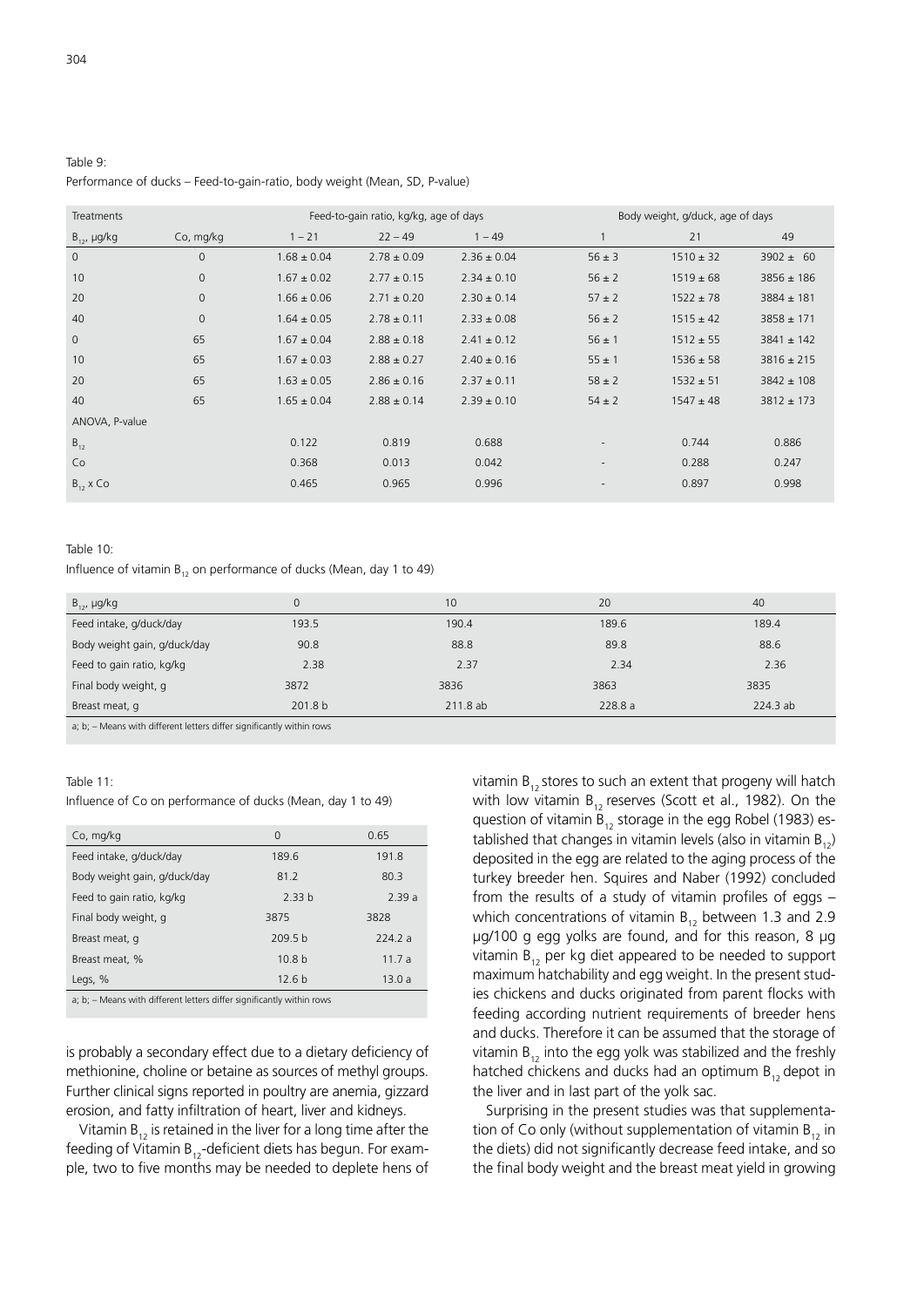Table 9:
Performance of ducks – Feed-to-gain-ratio, body weight (Mean, SD, P-value)

| Treatments | | Feed-to-gain ratio, kg/kg, age of days | | | Body weight, g/duck, age of days | | |
|---|---|---|---|---|---|---|---|
| $B_{12}$, µg/kg | Co, mg/kg | 1 – 21 | 22 – 49 | 1 – 49 | 1 | 21 | 49 |
| 0 | 0 | 1.68 ± 0.04 | 2.78 ± 0.09 | 2.36 ± 0.04 | 56 ± 3 | 1510 ± 32 | 3902 ± 60 |
| 10 | 0 | 1.67 ± 0.02 | 2.77 ± 0.15 | 2.34 ± 0.10 | 56 ± 2 | 1519 ± 68 | 3856 ± 186 |
| 20 | 0 | 1.66 ± 0.06 | 2.71 ± 0.20 | 2.30 ± 0.14 | 57 ± 2 | 1522 ± 78 | 3884 ± 181 |
| 40 | 0 | 1.64 ± 0.05 | 2.78 ± 0.11 | 2.33 ± 0.08 | 56 ± 2 | 1515 ± 42 | 3858 ± 171 |
| 0 | 65 | 1.67 ± 0.04 | 2.88 ± 0.18 | 2.41 ± 0.12 | 56 ± 1 | 1512 ± 55 | 3841 ± 142 |
| 10 | 65 | 1.67 ± 0.03 | 2.88 ± 0.27 | 2.40 ± 0.16 | 55 ± 1 | 1536 ± 58 | 3816 ± 215 |
| 20 | 65 | 1.63 ± 0.05 | 2.86 ± 0.16 | 2.37 ± 0.11 | 58 ± 2 | 1532 ± 51 | 3842 ± 108 |
| 40 | 65 | 1.65 ± 0.04 | 2.88 ± 0.14 | 2.39 ± 0.10 | 54 ± 2 | 1547 ± 48 | 3812 ± 173 |
| ANOVA, P-value | | | | | | | |
| $B_{12}$ | | 0.122 | 0.819 | 0.688 | - | 0.744 | 0.886 |
| Co | | 0.368 | 0.013 | 0.042 | - | 0.288 | 0.247 |
| $B_{12}$ x Co | | 0.465 | 0.965 | 0.996 | - | 0.897 | 0.998 |

Table 10:
Influence of vitamin $B_{12}$ on performance of ducks (Mean, day 1 to 49)

| $B_{12}$, µg/kg | 0 | 10 | 20 | 40 |
|---|---|---|---|---|
| Feed intake, g/duck/day | 193.5 | 190.4 | 189.6 | 189.4 |
| Body weight gain, g/duck/day | 90.8 | 88.8 | 89.8 | 88.6 |
| Feed to gain ratio, kg/kg | 2.38 | 2.37 | 2.34 | 2.36 |
| Final body weight, g | 3872 | 3836 | 3863 | 3835 |
| Breast meat, g | 201.8 b | 211.8 ab | 228.8 a | 224.3 ab |

a; b; – Means with different letters differ significantly within rows

Table 11:
Influence of Co on performance of ducks (Mean, day 1 to 49)

| Co, mg/kg | 0 | 0.65 |
|---|---|---|
| Feed intake, g/duck/day | 189.6 | 191.8 |
| Body weight gain, g/duck/day | 81.2 | 80.3 |
| Feed to gain ratio, kg/kg | 2.33 b | 2.39 a |
| Final body weight, g | 3875 | 3828 |
| Breast meat, g | 209.5 b | 224.2 a |
| Breast meat, % | 10.8 b | 11.7 a |
| Legs, % | 12.6 b | 13.0 a |

a; b; – Means with different letters differ significantly within rows

is probably a secondary effect due to a dietary deficiency of methionine, choline or betaine as sources of methyl groups. Further clinical signs reported in poultry are anemia, gizzard erosion, and fatty infiltration of heart, liver and kidneys.

Vitamin $B_{12}$ is retained in the liver for a long time after the feeding of Vitamin $B_{12}$-deficient diets has begun. For example, two to five months may be needed to deplete hens of vitamin $B_{12}$ stores to such an extent that progeny will hatch with low vitamin $B_{12}$ reserves (Scott et al., 1982). On the question of vitamin $B_{12}$ storage in the egg Robel (1983) established that changes in vitamin levels (also in vitamin $B_{12}$) deposited in the egg are related to the aging process of the turkey breeder hen. Squires and Naber (1992) concluded from the results of a study of vitamin profiles of eggs – which concentrations of vitamin $B_{12}$ between 1.3 and 2.9 µg/100 g egg yolks are found, and for this reason, 8 µg vitamin $B_{12}$ per kg diet appeared to be needed to support maximum hatchability and egg weight. In the present studies chickens and ducks originated from parent flocks with feeding according nutrient requirements of breeder hens and ducks. Therefore it can be assumed that the storage of vitamin $B_{12}$ into the egg yolk was stabilized and the freshly hatched chickens and ducks had an optimum $B_{12}$ depot in the liver and in last part of the yolk sac.

Surprising in the present studies was that supplementation of Co only (without supplementation of vitamin $B_{12}$ in the diets) did not significantly decrease feed intake, and so the final body weight and the breast meat yield in growing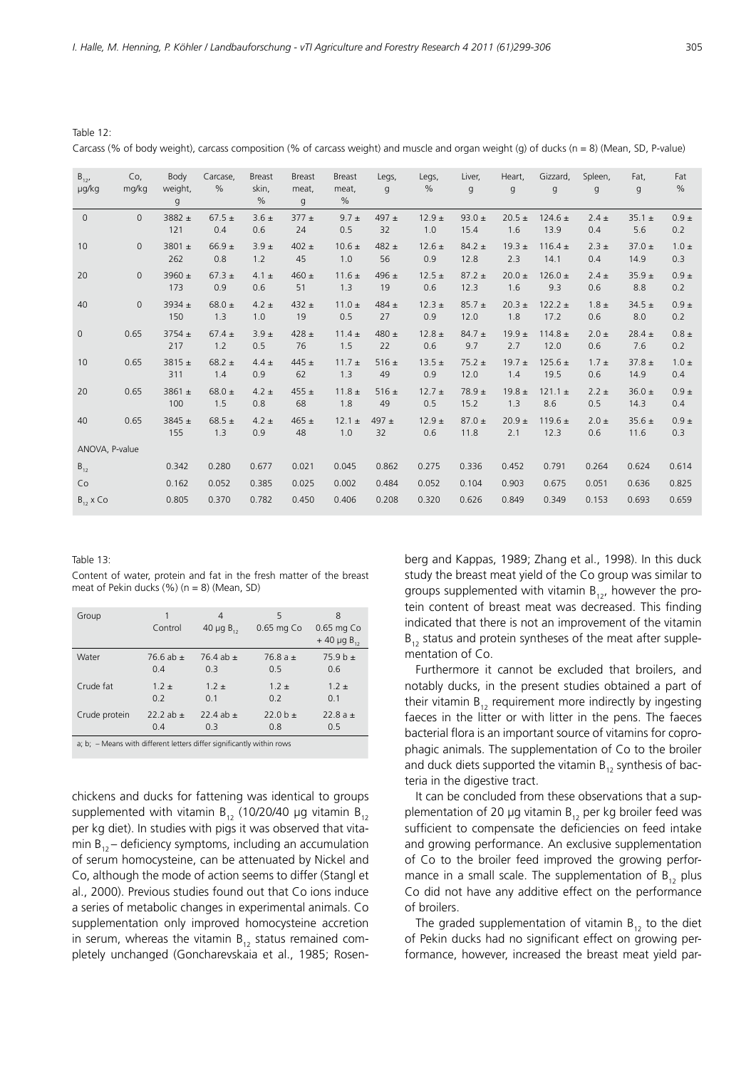Table 12:

Carcass (% of body weight), carcass composition (% of carcass weight) and muscle and organ weight (g) of ducks (n = 8) (Mean, SD, P-value)

| $B_{12}$, µg/kg | Co, mg/kg | Body weight, g | Carcase, % | Breast skin, % | Breast meat, g | Breast meat, % | Legs, g | Legs, % | Liver, g | Heart, g | Gizzard, g | Spleen, g | Fat, g | Fat % |
|---|---|---|---|---|---|---|---|---|---|---|---|---|---|---|
| 0 | 0 | 3882 ± 121 | 67.5 ± 0.4 | 3.6 ± 0.6 | 377 ± 24 | 9.7 ± 0.5 | 497 ± 32 | 12.9 ± 1.0 | 93.0 ± 15.4 | 20.5 ± 1.6 | 124.6 ± 13.9 | 2.4 ± 0.4 | 35.1 ± 5.6 | 0.9 ± 0.2 |
| 10 | 0 | 3801 ± 262 | 66.9 ± 0.8 | 3.9 ± 1.2 | 402 ± 45 | 10.6 ± 1.0 | 482 ± 56 | 12.6 ± 0.9 | 84.2 ± 12.8 | 19.3 ± 2.3 | 116.4 ± 14.1 | 2.3 ± 0.4 | 37.0 ± 14.9 | 1.0 ± 0.3 |
| 20 | 0 | 3960 ± 173 | 67.3 ± 0.9 | 4.1 ± 0.6 | 460 ± 51 | 11.6 ± 1.3 | 496 ± 19 | 12.5 ± 0.6 | 87.2 ± 12.3 | 20.0 ± 1.6 | 126.0 ± 9.3 | 2.4 ± 0.6 | 35.9 ± 8.8 | 0.9 ± 0.2 |
| 40 | 0 | 3934 ± 150 | 68.0 ± 1.3 | 4.2 ± 1.0 | 432 ± 19 | 11.0 ± 0.5 | 484 ± 27 | 12.3 ± 0.9 | 85.7 ± 12.0 | 20.3 ± 1.8 | 122.2 ± 17.2 | 1.8 ± 0.6 | 34.5 ± 8.0 | 0.9 ± 0.2 |
| 0 | 0.65 | 3754 ± 217 | 67.4 ± 1.2 | 3.9 ± 0.5 | 428 ± 76 | 11.4 ± 1.5 | 480 ± 22 | 12.8 ± 0.6 | 84.7 ± 9.7 | 19.9 ± 2.7 | 114.8 ± 12.0 | 2.0 ± 0.6 | 28.4 ± 7.6 | 0.8 ± 0.2 |
| 10 | 0.65 | 3815 ± 311 | 68.2 ± 1.4 | 4.4 ± 0.9 | 445 ± 62 | 11.7 ± 1.3 | 516 ± 49 | 13.5 ± 0.9 | 75.2 ± 12.0 | 19.7 ± 1.4 | 125.6 ± 19.5 | 1.7 ± 0.6 | 37.8 ± 14.9 | 1.0 ± 0.4 |
| 20 | 0.65 | 3861 ± 100 | 68.0 ± 1.5 | 4.2 ± 0.8 | 455 ± 68 | 11.8 ± 1.8 | 516 ± 49 | 12.7 ± 0.5 | 78.9 ± 15.2 | 19.8 ± 1.3 | 121.1 ± 8.6 | 2.2 ± 0.5 | 36.0 ± 14.3 | 0.9 ± 0.4 |
| 40 | 0.65 | 3845 ± 155 | 68.5 ± 1.3 | 4.2 ± 0.9 | 465 ± 48 | 12.1 ± 1.0 | 497 ± 32 | 12.9 ± 0.6 | 87.0 ± 11.8 | 20.9 ± 2.1 | 119.6 ± 12.3 | 2.0 ± 0.6 | 35.6 ± 11.6 | 0.9 ± 0.3 |
| ANOVA, P-value | | | | | | | | | | | | | | |
| $B_{12}$ | | 0.342 | 0.280 | 0.677 | 0.021 | 0.045 | 0.862 | 0.275 | 0.336 | 0.452 | 0.791 | 0.264 | 0.624 | 0.614 |
| Co | | 0.162 | 0.052 | 0.385 | 0.025 | 0.002 | 0.484 | 0.052 | 0.104 | 0.903 | 0.675 | 0.051 | 0.636 | 0.825 |
| $B_{12}$ x Co | | 0.805 | 0.370 | 0.782 | 0.450 | 0.406 | 0.208 | 0.320 | 0.626 | 0.849 | 0.349 | 0.153 | 0.693 | 0.659 |

Table 13:

Content of water, protein and fat in the fresh matter of the breast meat of Pekin ducks (%) (n = 8) (Mean, SD)

| Group | 1 Control | 4 40 µg $B_{12}$ | 5 0.65 mg Co | 8 0.65 mg Co + 40 µg $B_{12}$ |
|---|---|---|---|---|
| Water | 76.6 ab ± 0.4 | 76.4 ab ± 0.3 | 76.8 a ± 0.5 | 75.9 b ± 0.6 |
| Crude fat | 1.2 ± 0.2 | 1.2 ± 0.1 | 1.2 ± 0.2 | 1.2 ± 0.1 |
| Crude protein | 22.2 ab ± 0.4 | 22.4 ab ± 0.3 | 22.0 b ± 0.8 | 22.8 a ± 0.5 |

a; b; – Means with different letters differ significantly within rows

chickens and ducks for fattening was identical to groups supplemented with vitamin $B_{12}$ (10/20/40 µg vitamin $B_{12}$ per kg diet). In studies with pigs it was observed that vitamin $B_{12}$ – deficiency symptoms, including an accumulation of serum homocysteine, can be attenuated by Nickel and Co, although the mode of action seems to differ (Stangl et al., 2000). Previous studies found out that Co ions induce a series of metabolic changes in experimental animals. Co supplementation only improved homocysteine accretion in serum, whereas the vitamin $B_{12}$ status remained completely unchanged (Goncharevskaia et al., 1985; Rosenberg and Kappas, 1989; Zhang et al., 1998). In this duck study the breast meat yield of the Co group was similar to groups supplemented with vitamin $B_{12}$, however the protein content of breast meat was decreased. This finding indicated that there is not an improvement of the vitamin $B_{12}$ status and protein syntheses of the meat after supplementation of Co.

Furthermore it cannot be excluded that broilers, and notably ducks, in the present studies obtained a part of their vitamin $B_{12}$ requirement more indirectly by ingesting faeces in the litter or with litter in the pens. The faeces bacterial flora is an important source of vitamins for coprophagic animals. The supplementation of Co to the broiler and duck diets supported the vitamin $B_{12}$ synthesis of bacteria in the digestive tract.

It can be concluded from these observations that a supplementation of 20 µg vitamin $B_{12}$ per kg broiler feed was sufficient to compensate the deficiencies on feed intake and growing performance. An exclusive supplementation of Co to the broiler feed improved the growing performance in a small scale. The supplementation of $B_{12}$ plus Co did not have any additive effect on the performance of broilers.

The graded supplementation of vitamin $B_{12}$ to the diet of Pekin ducks had no significant effect on growing performance, however, increased the breast meat yield par-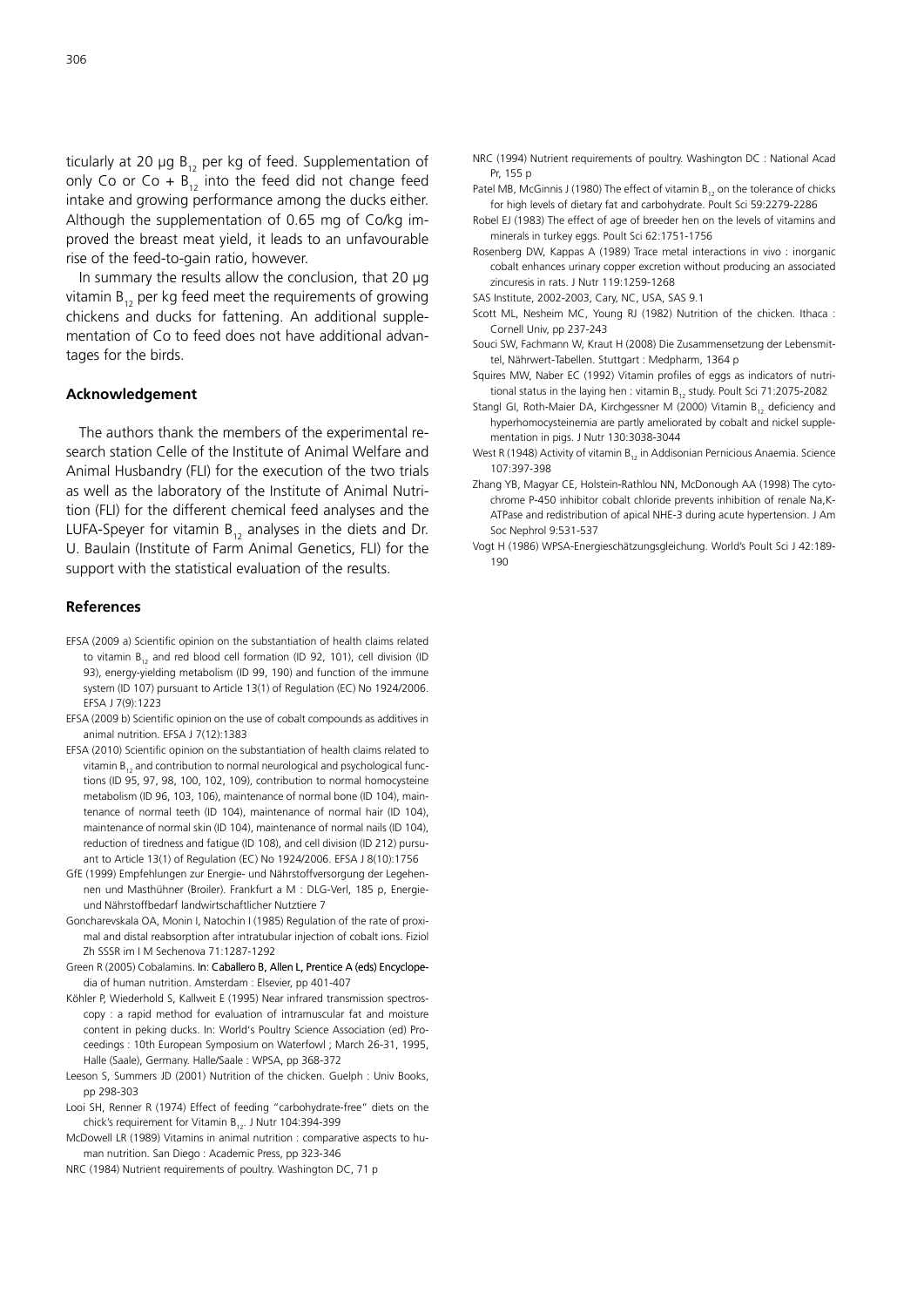ticularly at 20 µg $B_{12}$ per kg of feed. Supplementation of only Co or Co + $B_{12}$ into the feed did not change feed intake and growing performance among the ducks either. Although the supplementation of 0.65 mg of Co/kg improved the breast meat yield, it leads to an unfavourable rise of the feed-to-gain ratio, however.

In summary the results allow the conclusion, that 20 µg vitamin $B_{12}$ per kg feed meet the requirements of growing chickens and ducks for fattening. An additional supplementation of Co to feed does not have additional advantages for the birds.

## Acknowledgement

The authors thank the members of the experimental research station Celle of the Institute of Animal Welfare and Animal Husbandry (FLI) for the execution of the two trials as well as the laboratory of the Institute of Animal Nutrition (FLI) for the different chemical feed analyses and the LUFA-Speyer for vitamin $B_{12}$ analyses in the diets and Dr. U. Baulain (Institute of Farm Animal Genetics, FLI) for the support with the statistical evaluation of the results.

## References

EFSA (2009 a) Scientific opinion on the substantiation of health claims related to vitamin $B_{12}$ and red blood cell formation (ID 92, 101), cell division (ID 93), energy-yielding metabolism (ID 99, 190) and function of the immune system (ID 107) pursuant to Article 13(1) of Regulation (EC) No 1924/2006. EFSA J 7(9):1223

EFSA (2009 b) Scientific opinion on the use of cobalt compounds as additives in animal nutrition. EFSA J 7(12):1383

EFSA (2010) Scientific opinion on the substantiation of health claims related to vitamin $B_{12}$ and contribution to normal neurological and psychological functions (ID 95, 97, 98, 100, 102, 109), contribution to normal homocysteine metabolism (ID 96, 103, 106), maintenance of normal bone (ID 104), maintenance of normal teeth (ID 104), maintenance of normal hair (ID 104), maintenance of normal skin (ID 104), maintenance of normal nails (ID 104), reduction of tiredness and fatigue (ID 108), and cell division (ID 212) pursuant to Article 13(1) of Regulation (EC) No 1924/2006. EFSA J 8(10):1756

GfE (1999) Empfehlungen zur Energie- und Nährstoffversorgung der Legehennen und Masthühner (Broiler). Frankfurt a M : DLG-Verl, 185 p, Energie- und Nährstoffbedarf landwirtschaftlicher Nutztiere 7

Goncharevskala OA, Monin I, Natochin I (1985) Regulation of the rate of proximal and distal reabsorption after intratubular injection of cobalt ions. Fiziol Zh SSSR im I M Sechenova 71:1287-1292

Green R (2005) Cobalamins. In: Caballero B, Allen L, Prentice A (eds) Encyclopedia of human nutrition. Amsterdam : Elsevier, pp 401-407

Köhler P, Wiederhold S, Kallweit E (1995) Near infrared transmission spectroscopy : a rapid method for evaluation of intramuscular fat and moisture content in peking ducks. In: World's Poultry Science Association (ed) Proceedings : 10th European Symposium on Waterfowl ; March 26-31, 1995, Halle (Saale), Germany. Halle/Saale : WPSA, pp 368-372

Leeson S, Summers JD (2001) Nutrition of the chicken. Guelph : Univ Books, pp 298-303

Looi SH, Renner R (1974) Effect of feeding "carbohydrate-free" diets on the chick's requirement for Vitamin $B_{12}$. J Nutr 104:394-399

McDowell LR (1989) Vitamins in animal nutrition : comparative aspects to human nutrition. San Diego : Academic Press, pp 323-346

NRC (1984) Nutrient requirements of poultry. Washington DC, 71 p

NRC (1994) Nutrient requirements of poultry. Washington DC : National Acad Pr, 155 p

Patel MB, McGinnis J (1980) The effect of vitamin $B_{12}$ on the tolerance of chicks for high levels of dietary fat and carbohydrate. Poult Sci 59:2279-2286

Robel EJ (1983) The effect of age of breeder hen on the levels of vitamins and minerals in turkey eggs. Poult Sci 62:1751-1756

Rosenberg DW, Kappas A (1989) Trace metal interactions in vivo : inorganic cobalt enhances urinary copper excretion without producing an associated zincuresis in rats. J Nutr 119:1259-1268

SAS Institute, 2002-2003, Cary, NC, USA, SAS 9.1

Scott ML, Nesheim MC, Young RJ (1982) Nutrition of the chicken. Ithaca : Cornell Univ, pp 237-243

Souci SW, Fachmann W, Kraut H (2008) Die Zusammensetzung der Lebensmittel, Nährwert-Tabellen. Stuttgart : Medpharm, 1364 p

Squires MW, Naber EC (1992) Vitamin profiles of eggs as indicators of nutritional status in the laying hen : vitamin $B_{12}$ study. Poult Sci 71:2075-2082

Stangl GI, Roth-Maier DA, Kirchgessner M (2000) Vitamin $B_{12}$ deficiency and hyperhomocysteinemia are partly ameliorated by cobalt and nickel supplementation in pigs. J Nutr 130:3038-3044

West R (1948) Activity of vitamin $B_{12}$ in Addisonian Pernicious Anaemia. Science 107:397-398

Zhang YB, Magyar CE, Holstein-Rathlou NN, McDonough AA (1998) The cytochrome P-450 inhibitor cobalt chloride prevents inhibition of renale Na,K-ATPase and redistribution of apical NHE-3 during acute hypertension. J Am Soc Nephrol 9:531-537

Vogt H (1986) WPSA-Energieschätzungsgleichung. World's Poult Sci J 42:189-190